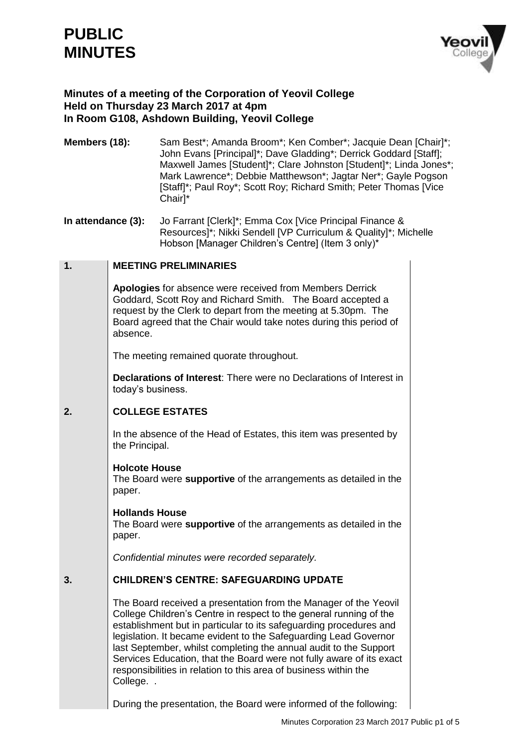# PUBLIC MINUTES

**Minutes of a meeting of the Corporation of Yeovil College**
**Held on Thursday 23 March 2017 at 4pm**
**In Room G108, Ashdown Building, Yeovil College**

**Members (18):** Sam Best*; Amanda Broom*; Ken Comber*; Jacquie Dean [Chair]*; John Evans [Principal]*; Dave Gladding*; Derrick Goddard [Staff]; Maxwell James [Student]*; Clare Johnston [Student]*; Linda Jones*; Mark Lawrence*; Debbie Matthewson*; Jagtar Ner*; Gayle Pogson [Staff]*; Paul Roy*; Scott Roy; Richard Smith; Peter Thomas [Vice Chair]*

**In attendance (3):** Jo Farrant [Clerk]*; Emma Cox [Vice Principal Finance & Resources]*; Nikki Sendell [VP Curriculum & Quality]*; Michelle Hobson [Manager Children's Centre] (Item 3 only)*

## 1. MEETING PRELIMINARIES

**Apologies** for absence were received from Members Derrick Goddard, Scott Roy and Richard Smith. The Board accepted a request by the Clerk to depart from the meeting at 5.30pm. The Board agreed that the Chair would take notes during this period of absence.

The meeting remained quorate throughout.

**Declarations of Interest**: There were no Declarations of Interest in today's business.

## 2. COLLEGE ESTATES

In the absence of the Head of Estates, this item was presented by the Principal.

**Holcote House**
The Board were **supportive** of the arrangements as detailed in the paper.

**Hollands House**
The Board were **supportive** of the arrangements as detailed in the paper.

*Confidential minutes were recorded separately.*

## 3. CHILDREN'S CENTRE: SAFEGUARDING UPDATE

The Board received a presentation from the Manager of the Yeovil College Children's Centre in respect to the general running of the establishment but in particular to its safeguarding procedures and legislation. It became evident to the Safeguarding Lead Governor last September, whilst completing the annual audit to the Support Services Education, that the Board were not fully aware of its exact responsibilities in relation to this area of business within the College. .

During the presentation, the Board were informed of the following: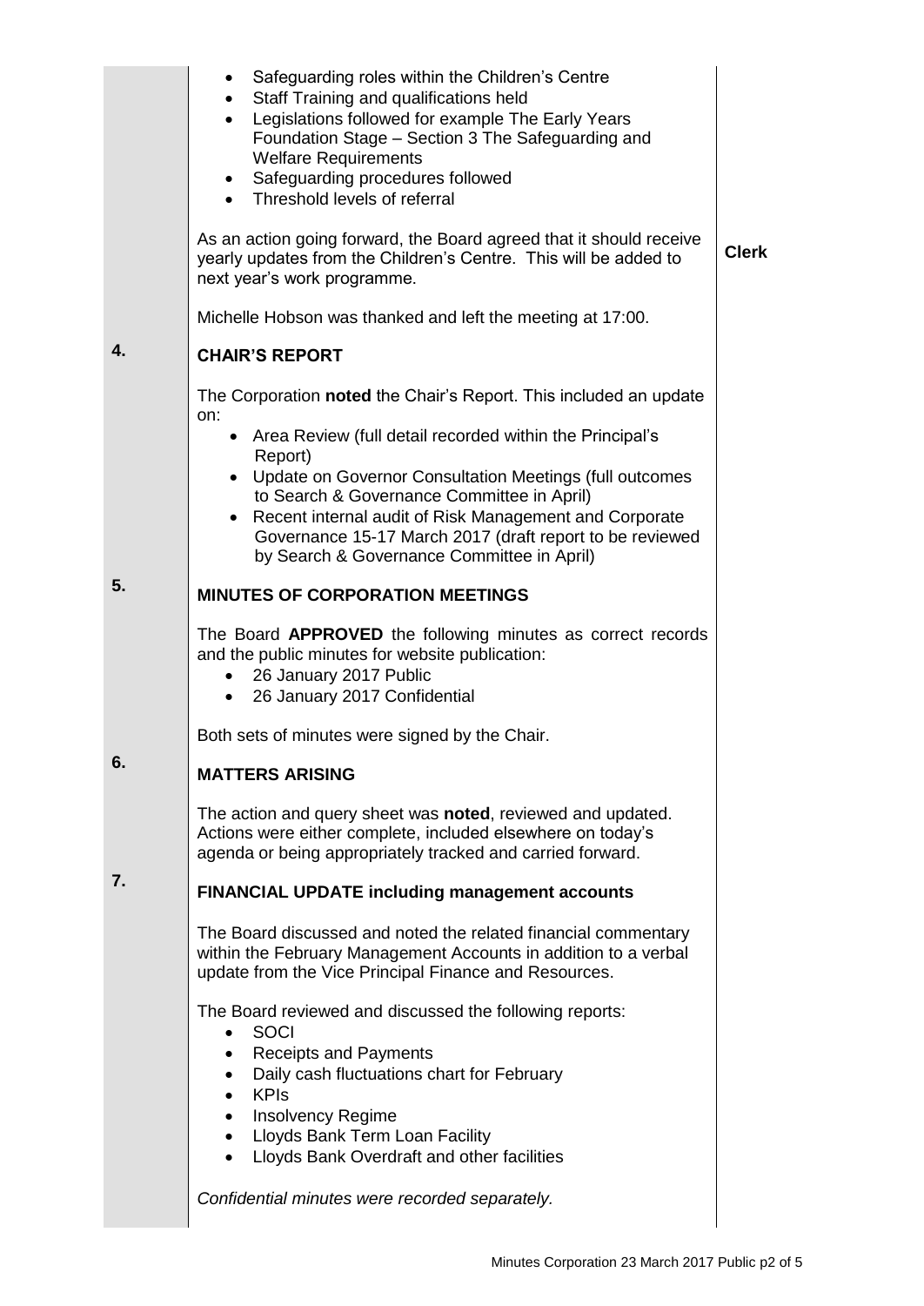- Safeguarding roles within the Children's Centre
- Staff Training and qualifications held
- Legislations followed for example The Early Years Foundation Stage – Section 3 The Safeguarding and Welfare Requirements
- Safeguarding procedures followed
- Threshold levels of referral

As an action going forward, the Board agreed that it should receive yearly updates from the Children's Centre. This will be added to next year's work programme. **Clerk**

Michelle Hobson was thanked and left the meeting at 17:00.

## 4. CHAIR'S REPORT

The Corporation **noted** the Chair's Report. This included an update on:

- Area Review (full detail recorded within the Principal's Report)
- Update on Governor Consultation Meetings (full outcomes to Search & Governance Committee in April)
- Recent internal audit of Risk Management and Corporate Governance 15-17 March 2017 (draft report to be reviewed by Search & Governance Committee in April)

## 5. MINUTES OF CORPORATION MEETINGS

The Board **APPROVED** the following minutes as correct records and the public minutes for website publication:

- 26 January 2017 Public
- 26 January 2017 Confidential

Both sets of minutes were signed by the Chair.

## 6. MATTERS ARISING

The action and query sheet was **noted**, reviewed and updated. Actions were either complete, included elsewhere on today's agenda or being appropriately tracked and carried forward.

## 7. FINANCIAL UPDATE including management accounts

The Board discussed and noted the related financial commentary within the February Management Accounts in addition to a verbal update from the Vice Principal Finance and Resources.

The Board reviewed and discussed the following reports:

- SOCI
- Receipts and Payments
- Daily cash fluctuations chart for February
- KPIs
- Insolvency Regime
- Lloyds Bank Term Loan Facility
- Lloyds Bank Overdraft and other facilities

*Confidential minutes were recorded separately.*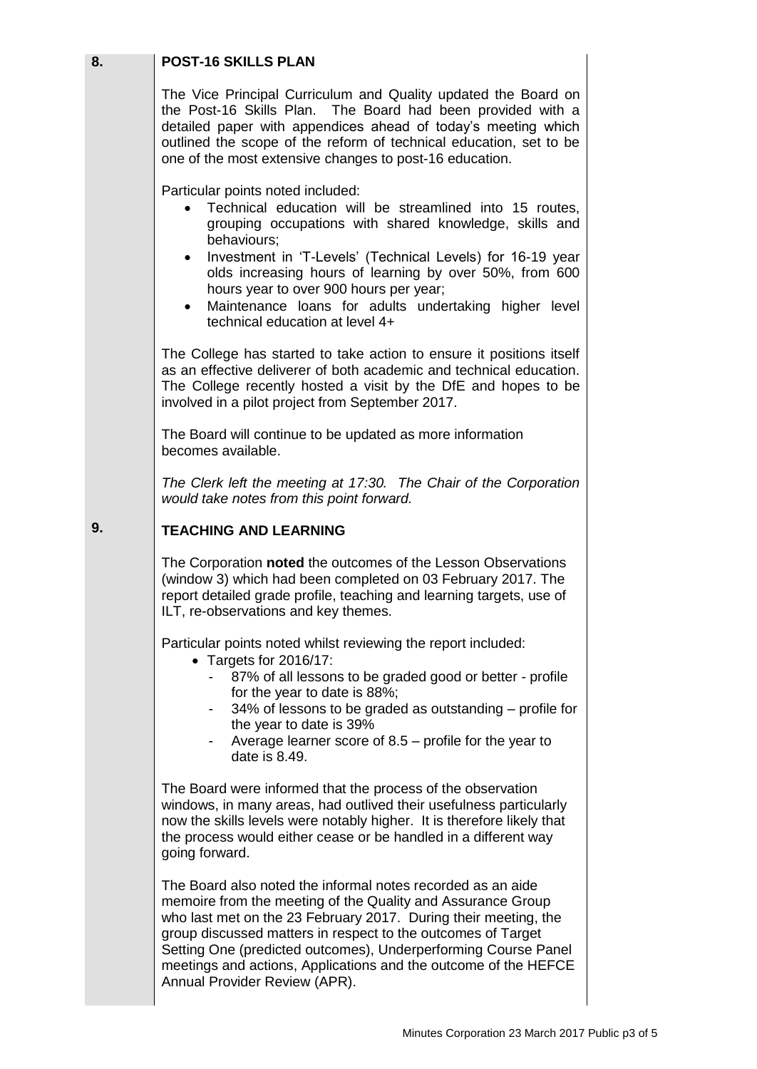## 8. POST-16 SKILLS PLAN

The Vice Principal Curriculum and Quality updated the Board on the Post-16 Skills Plan. The Board had been provided with a detailed paper with appendices ahead of today's meeting which outlined the scope of the reform of technical education, set to be one of the most extensive changes to post-16 education.

Particular points noted included:

- Technical education will be streamlined into 15 routes, grouping occupations with shared knowledge, skills and behaviours;
- Investment in 'T-Levels' (Technical Levels) for 16-19 year olds increasing hours of learning by over 50%, from 600 hours year to over 900 hours per year;
- Maintenance loans for adults undertaking higher level technical education at level 4+

The College has started to take action to ensure it positions itself as an effective deliverer of both academic and technical education. The College recently hosted a visit by the DfE and hopes to be involved in a pilot project from September 2017.

The Board will continue to be updated as more information becomes available.

*The Clerk left the meeting at 17:30. The Chair of the Corporation would take notes from this point forward.*

## 9. TEACHING AND LEARNING

The Corporation **noted** the outcomes of the Lesson Observations (window 3) which had been completed on 03 February 2017. The report detailed grade profile, teaching and learning targets, use of ILT, re-observations and key themes.

Particular points noted whilst reviewing the report included:

- Targets for 2016/17:
  - 87% of all lessons to be graded good or better - profile for the year to date is 88%;
  - 34% of lessons to be graded as outstanding – profile for the year to date is 39%
  - Average learner score of 8.5 – profile for the year to date is 8.49.

The Board were informed that the process of the observation windows, in many areas, had outlived their usefulness particularly now the skills levels were notably higher. It is therefore likely that the process would either cease or be handled in a different way going forward.

The Board also noted the informal notes recorded as an aide memoire from the meeting of the Quality and Assurance Group who last met on the 23 February 2017. During their meeting, the group discussed matters in respect to the outcomes of Target Setting One (predicted outcomes), Underperforming Course Panel meetings and actions, Applications and the outcome of the HEFCE Annual Provider Review (APR).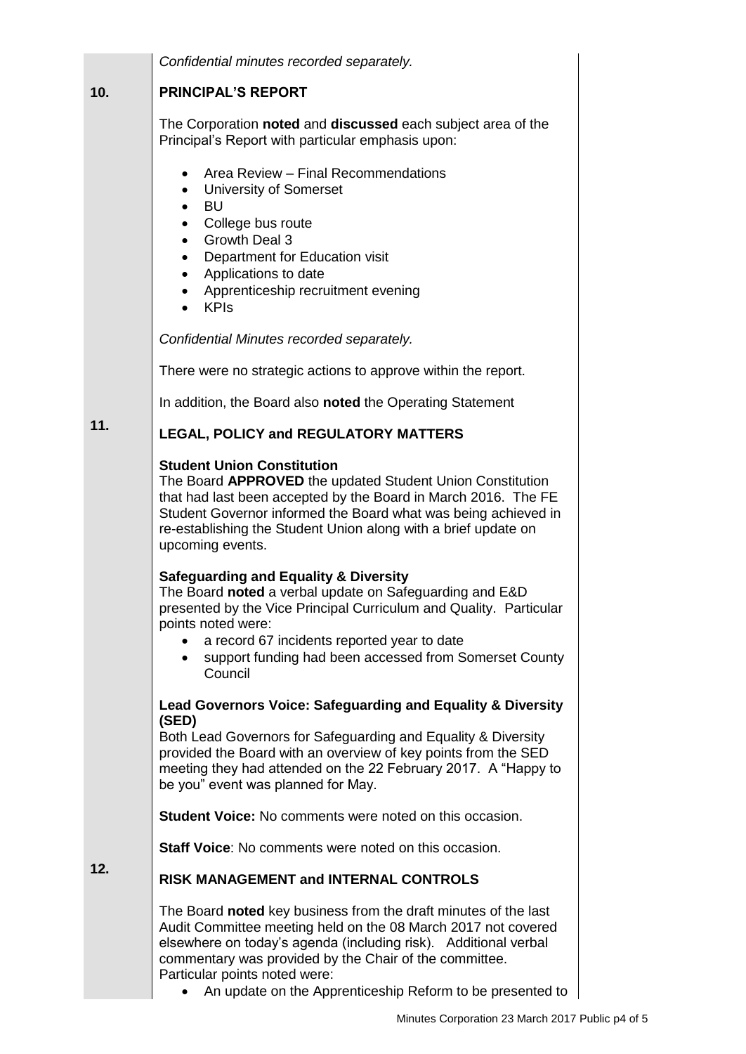*Confidential minutes recorded separately.*

## 10. PRINCIPAL'S REPORT

The Corporation **noted** and **discussed** each subject area of the Principal's Report with particular emphasis upon:

- Area Review – Final Recommendations
- University of Somerset
- BU
- College bus route
- Growth Deal 3
- Department for Education visit
- Applications to date
- Apprenticeship recruitment evening
- KPIs

*Confidential Minutes recorded separately.*

There were no strategic actions to approve within the report.

In addition, the Board also **noted** the Operating Statement

## 11. LEGAL, POLICY and REGULATORY MATTERS

**Student Union Constitution**
The Board **APPROVED** the updated Student Union Constitution that had last been accepted by the Board in March 2016. The FE Student Governor informed the Board what was being achieved in re-establishing the Student Union along with a brief update on upcoming events.

**Safeguarding and Equality & Diversity**
The Board **noted** a verbal update on Safeguarding and E&D presented by the Vice Principal Curriculum and Quality. Particular points noted were:

- a record 67 incidents reported year to date
- support funding had been accessed from Somerset County Council

**Lead Governors Voice: Safeguarding and Equality & Diversity (SED)**
Both Lead Governors for Safeguarding and Equality & Diversity provided the Board with an overview of key points from the SED meeting they had attended on the 22 February 2017. A "Happy to be you" event was planned for May.

**Student Voice:** No comments were noted on this occasion.

**Staff Voice**: No comments were noted on this occasion.

## 12. RISK MANAGEMENT and INTERNAL CONTROLS

The Board **noted** key business from the draft minutes of the last Audit Committee meeting held on the 08 March 2017 not covered elsewhere on today's agenda (including risk). Additional verbal commentary was provided by the Chair of the committee. Particular points noted were:

- An update on the Apprenticeship Reform to be presented to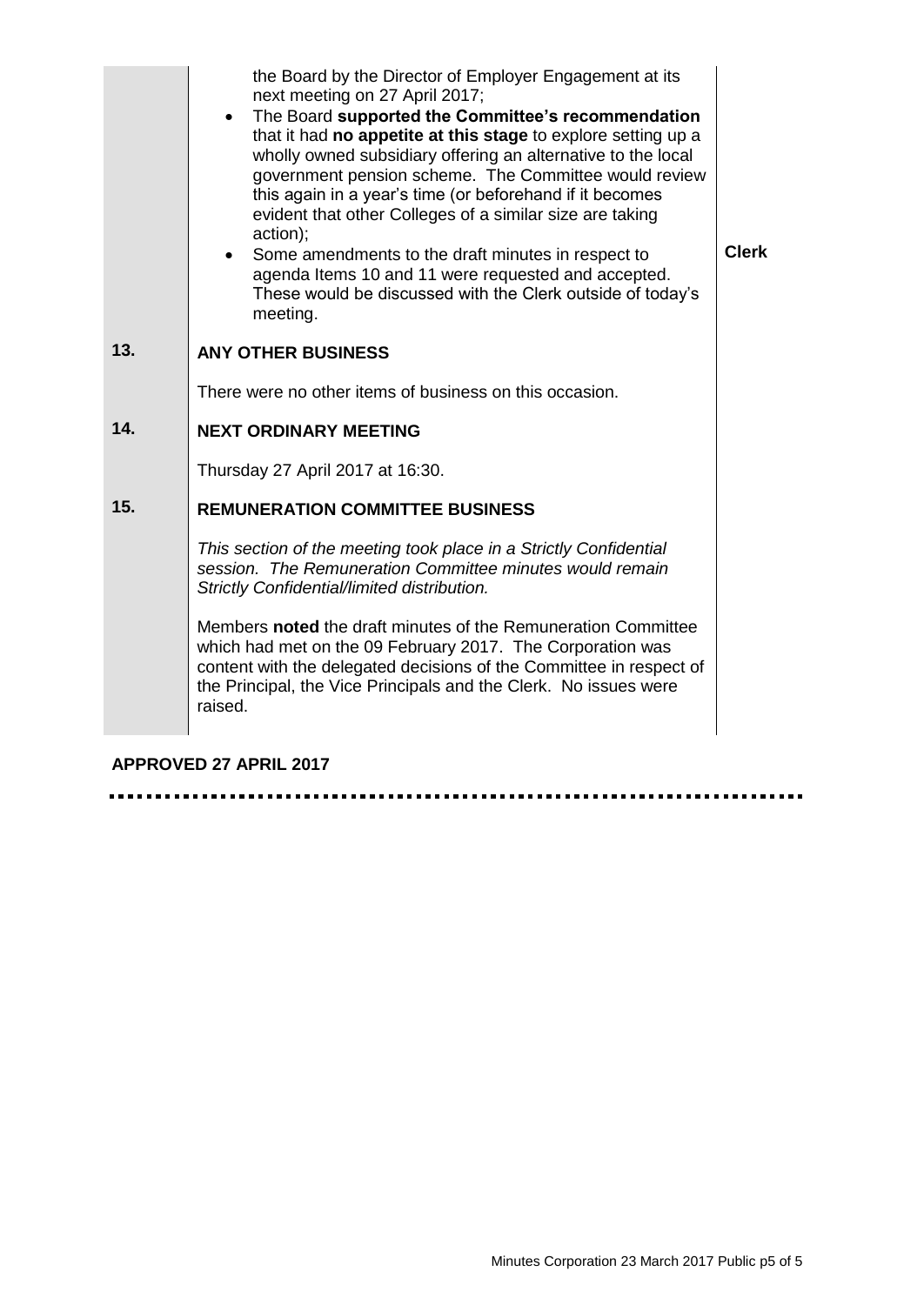the Board by the Director of Employer Engagement at its next meeting on 27 April 2017;

- The Board **supported the Committee's recommendation** that it had **no appetite at this stage** to explore setting up a wholly owned subsidiary offering an alternative to the local government pension scheme. The Committee would review this again in a year's time (or beforehand if it becomes evident that other Colleges of a similar size are taking action);
- Some amendments to the draft minutes in respect to agenda Items 10 and 11 were requested and accepted. These would be discussed with the Clerk outside of today's meeting. **Clerk**

**13. ANY OTHER BUSINESS**

There were no other items of business on this occasion.

**14. NEXT ORDINARY MEETING**

Thursday 27 April 2017 at 16:30.

**15. REMUNERATION COMMITTEE BUSINESS**

*This section of the meeting took place in a Strictly Confidential session. The Remuneration Committee minutes would remain Strictly Confidential/limited distribution.*

Members **noted** the draft minutes of the Remuneration Committee which had met on the 09 February 2017. The Corporation was content with the delegated decisions of the Committee in respect of the Principal, the Vice Principals and the Clerk. No issues were raised.

**APPROVED 27 APRIL 2017**